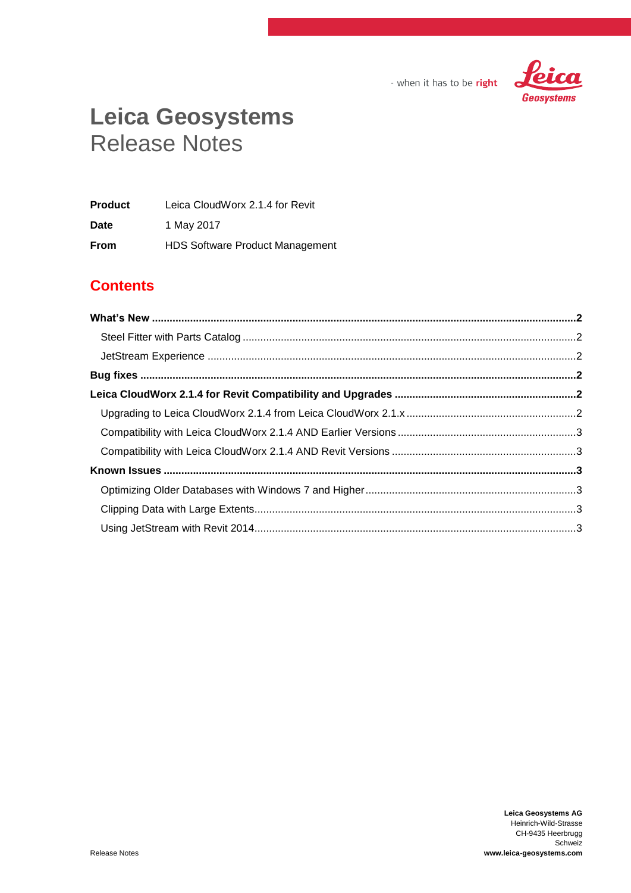- when it has to be **right**

# Leica Geosystems
Release Notes

| | |
|---|---|
| **Product** | Leica CloudWorx 2.1.4 for Revit |
| **Date** | 1 May 2017 |
| **From** | HDS Software Product Management |

## Contents

**What's New** .......... **2**

Steel Fitter with Parts Catalog .......... 2

JetStream Experience .......... 2

**Bug fixes** .......... **2**

**Leica CloudWorx 2.1.4 for Revit Compatibility and Upgrades** .......... **2**

Upgrading to Leica CloudWorx 2.1.4 from Leica CloudWorx 2.1.x .......... 2

Compatibility with Leica CloudWorx 2.1.4 AND Earlier Versions .......... 3

Compatibility with Leica CloudWorx 2.1.4 AND Revit Versions .......... 3

**Known Issues** .......... **3**

Optimizing Older Databases with Windows 7 and Higher .......... 3

Clipping Data with Large Extents .......... 3

Using JetStream with Revit 2014 .......... 3

Release Notes

**Leica Geosystems AG**
Heinrich-Wild-Strasse
CH-9435 Heerbrugg
Schweiz
**www.leica-geosystems.com**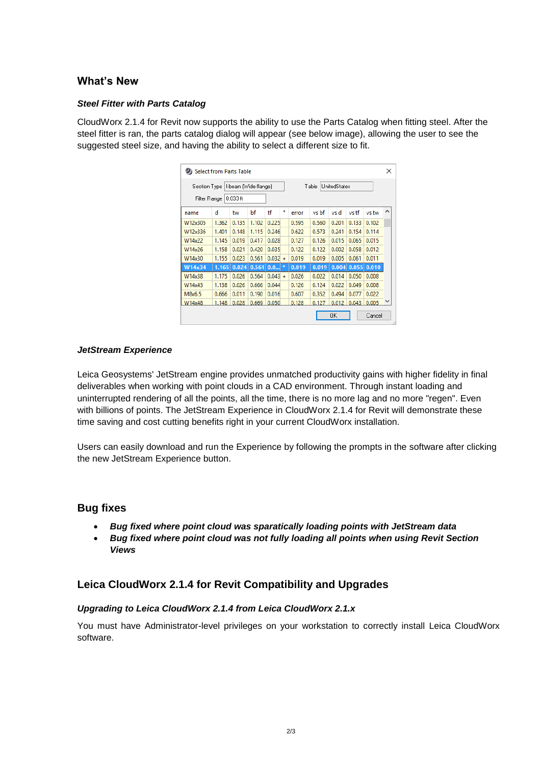## What's New

### *Steel Fitter with Parts Catalog*

CloudWorx 2.1.4 for Revit now supports the ability to use the Parts Catalog when fitting steel. After the steel fitter is ran, the parts catalog dialog will appear (see below image), allowing the user to see the suggested steel size, and having the ability to select a different size to fit.

Select from Parts Table

Section Type: I-beam (Wide flange) Table: UnitedStates

Filter Range: 0.033 ft

| name | d | tw | bf | tf | * | error | vs bf | vs d | vs tf | vs tw |
|---|---|---|---|---|---|---|---|---|---|---|
| W12x305 | 1.362 | 0.135 | 1.102 | 0.225 | | 0.595 | 0.560 | 0.201 | 0.133 | 0.102 |
| W12x336 | 1.401 | 0.148 | 1.115 | 0.246 | | 0.622 | 0.573 | 0.241 | 0.154 | 0.114 |
| W14x22 | 1.145 | 0.019 | 0.417 | 0.028 | | 0.127 | 0.126 | 0.015 | 0.065 | 0.015 |
| W14x26 | 1.158 | 0.021 | 0.420 | 0.035 | | 0.122 | 0.122 | 0.002 | 0.058 | 0.012 |
| W14x30 | 1.155 | 0.023 | 0.561 | 0.032 | + | 0.019 | 0.019 | 0.005 | 0.061 | 0.011 |
| W14x34 | 1.165 | 0.024 | 0.561 | 0.0... | * | 0.019 | 0.019 | 0.004 | 0.055 | 0.010 |
| W14x38 | 1.175 | 0.026 | 0.564 | 0.043 | + | 0.026 | 0.022 | 0.014 | 0.050 | 0.008 |
| W14x43 | 1.138 | 0.026 | 0.666 | 0.044 | | 0.126 | 0.124 | 0.022 | 0.049 | 0.008 |
| M8x6.5 | 0.666 | 0.011 | 0.190 | 0.016 | | 0.607 | 0.352 | 0.494 | 0.077 | 0.022 |
| W14x48 | 1.148 | 0.028 | 0.669 | 0.050 | | 0.128 | 0.127 | 0.012 | 0.043 | 0.005 |

OK Cancel

### *JetStream Experience*

Leica Geosystems' JetStream engine provides unmatched productivity gains with higher fidelity in final deliverables when working with point clouds in a CAD environment. Through instant loading and uninterrupted rendering of all the points, all the time, there is no more lag and no more "regen". Even with billions of points. The JetStream Experience in CloudWorx 2.1.4 for Revit will demonstrate these time saving and cost cutting benefits right in your current CloudWorx installation.

Users can easily download and run the Experience by following the prompts in the software after clicking the new JetStream Experience button.

## Bug fixes

- ***Bug fixed where point cloud was sparatically loading points with JetStream data***
- ***Bug fixed where point cloud was not fully loading all points when using Revit Section Views***

## Leica CloudWorx 2.1.4 for Revit Compatibility and Upgrades

### *Upgrading to Leica CloudWorx 2.1.4 from Leica CloudWorx 2.1.x*

You must have Administrator-level privileges on your workstation to correctly install Leica CloudWorx software.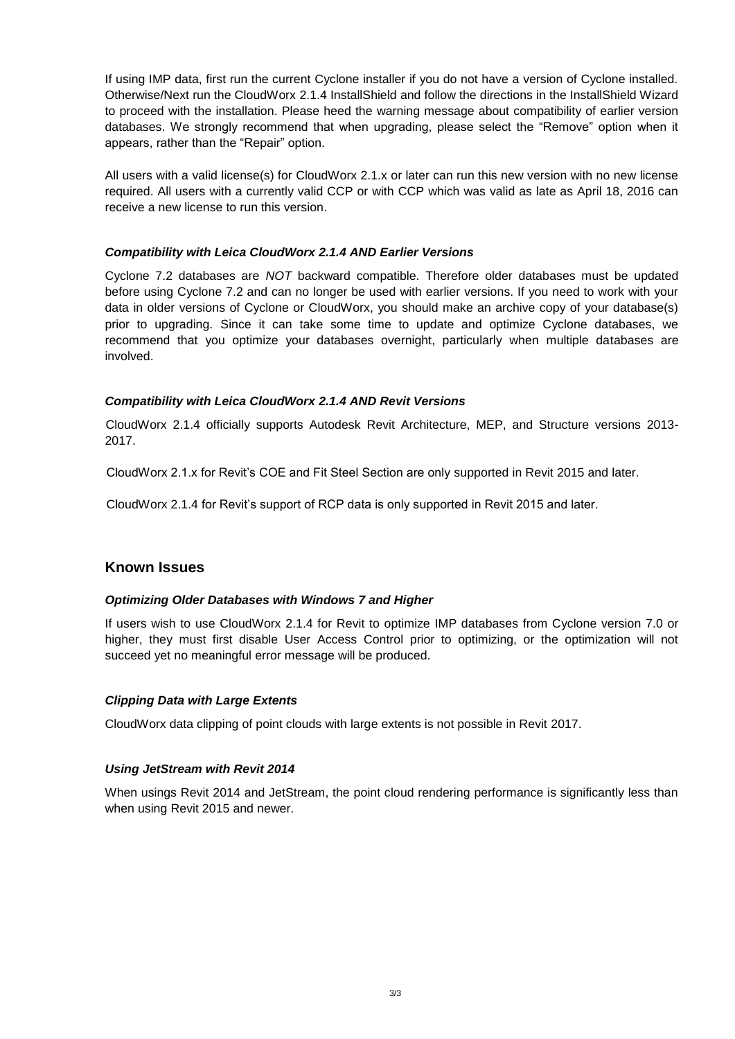If using IMP data, first run the current Cyclone installer if you do not have a version of Cyclone installed. Otherwise/Next run the CloudWorx 2.1.4 InstallShield and follow the directions in the InstallShield Wizard to proceed with the installation. Please heed the warning message about compatibility of earlier version databases. We strongly recommend that when upgrading, please select the "Remove" option when it appears, rather than the "Repair" option.

All users with a valid license(s) for CloudWorx 2.1.x or later can run this new version with no new license required. All users with a currently valid CCP or with CCP which was valid as late as April 18, 2016 can receive a new license to run this version.

#### *Compatibility with Leica CloudWorx 2.1.4 AND Earlier Versions*

Cyclone 7.2 databases are *NOT* backward compatible. Therefore older databases must be updated before using Cyclone 7.2 and can no longer be used with earlier versions. If you need to work with your data in older versions of Cyclone or CloudWorx, you should make an archive copy of your database(s) prior to upgrading. Since it can take some time to update and optimize Cyclone databases, we recommend that you optimize your databases overnight, particularly when multiple databases are involved.

#### *Compatibility with Leica CloudWorx 2.1.4 AND Revit Versions*

CloudWorx 2.1.4 officially supports Autodesk Revit Architecture, MEP, and Structure versions 2013-2017.

CloudWorx 2.1.x for Revit's COE and Fit Steel Section are only supported in Revit 2015 and later.

CloudWorx 2.1.4 for Revit's support of RCP data is only supported in Revit 2015 and later.

## Known Issues

#### *Optimizing Older Databases with Windows 7 and Higher*

If users wish to use CloudWorx 2.1.4 for Revit to optimize IMP databases from Cyclone version 7.0 or higher, they must first disable User Access Control prior to optimizing, or the optimization will not succeed yet no meaningful error message will be produced.

#### *Clipping Data with Large Extents*

CloudWorx data clipping of point clouds with large extents is not possible in Revit 2017.

#### *Using JetStream with Revit 2014*

When usings Revit 2014 and JetStream, the point cloud rendering performance is significantly less than when using Revit 2015 and newer.